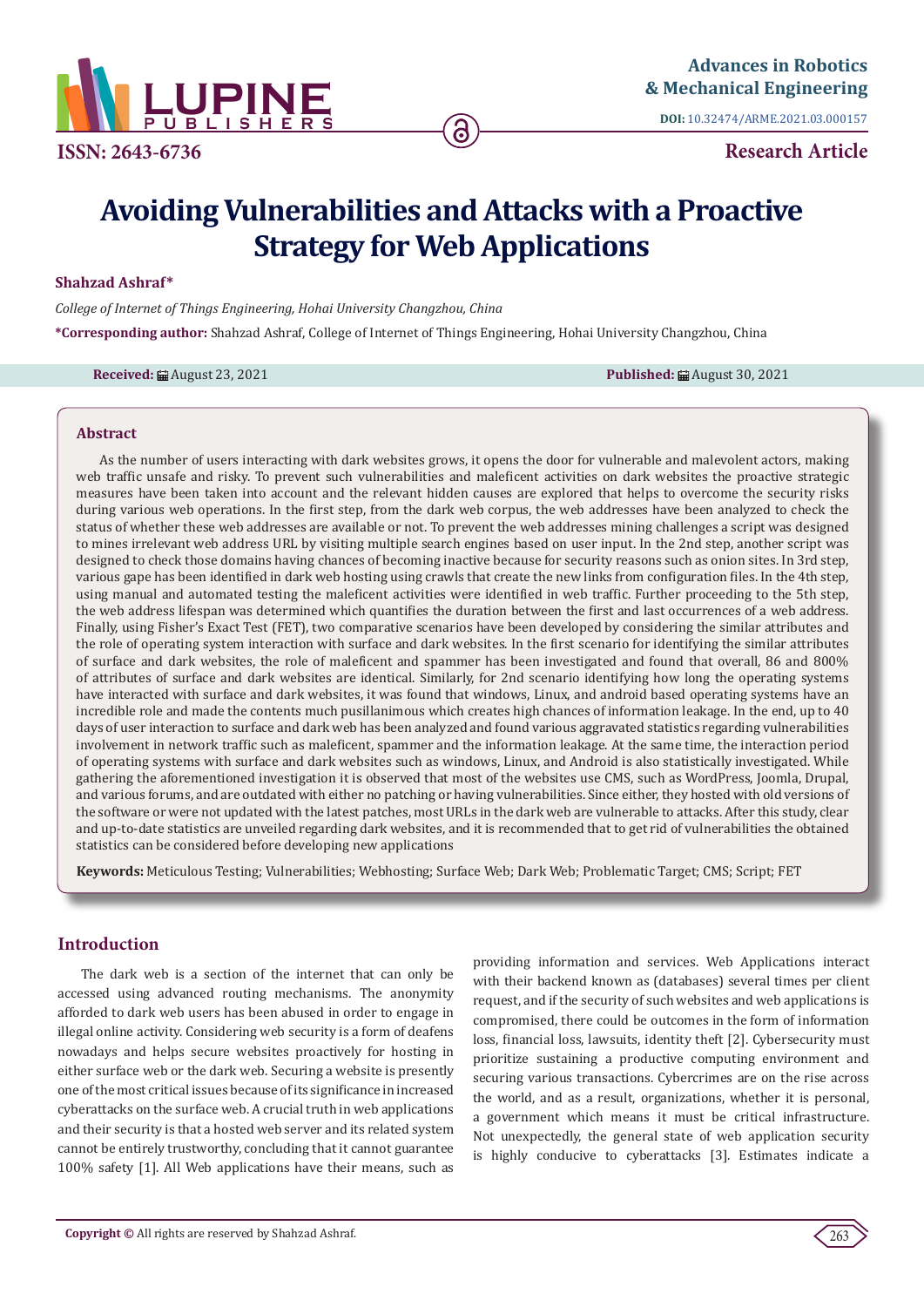Advances in Robotics & Mechanical Engineering

DOI: 10.32474/ARME.2021.03.000157

ISSN: 2643-6736

Research Article

# Avoiding Vulnerabilities and Attacks with a Proactive Strategy for Web Applications

**Shahzad Ashraf***

*College of Internet of Things Engineering, Hohai University Changzhou, China*

***Corresponding author:** Shahzad Ashraf, College of Internet of Things Engineering, Hohai University Changzhou, China

**Received:** August 23, 2021 **Published:** August 30, 2021

## Abstract

As the number of users interacting with dark websites grows, it opens the door for vulnerable and malevolent actors, making web traffic unsafe and risky. To prevent such vulnerabilities and maleficent activities on dark websites the proactive strategic measures have been taken into account and the relevant hidden causes are explored that helps to overcome the security risks during various web operations. In the first step, from the dark web corpus, the web addresses have been analyzed to check the status of whether these web addresses are available or not. To prevent the web addresses mining challenges a script was designed to mines irrelevant web address URL by visiting multiple search engines based on user input. In the 2nd step, another script was designed to check those domains having chances of becoming inactive because for security reasons such as onion sites. In 3rd step, various gape has been identified in dark web hosting using crawls that create the new links from configuration files. In the 4th step, using manual and automated testing the maleficent activities were identified in web traffic. Further proceeding to the 5th step, the web address lifespan was determined which quantifies the duration between the first and last occurrences of a web address. Finally, using Fisher's Exact Test (FET), two comparative scenarios have been developed by considering the similar attributes and the role of operating system interaction with surface and dark websites. In the first scenario for identifying the similar attributes of surface and dark websites, the role of maleficent and spammer has been investigated and found that overall, 86 and 800% of attributes of surface and dark websites are identical. Similarly, for 2nd scenario identifying how long the operating systems have interacted with surface and dark websites, it was found that windows, Linux, and android based operating systems have an incredible role and made the contents much pusillanimous which creates high chances of information leakage. In the end, up to 40 days of user interaction to surface and dark web has been analyzed and found various aggravated statistics regarding vulnerabilities involvement in network traffic such as maleficent, spammer and the information leakage. At the same time, the interaction period of operating systems with surface and dark websites such as windows, Linux, and Android is also statistically investigated. While gathering the aforementioned investigation it is observed that most of the websites use CMS, such as WordPress, Joomla, Drupal, and various forums, and are outdated with either no patching or having vulnerabilities. Since either, they hosted with old versions of the software or were not updated with the latest patches, most URLs in the dark web are vulnerable to attacks. After this study, clear and up-to-date statistics are unveiled regarding dark websites, and it is recommended that to get rid of vulnerabilities the obtained statistics can be considered before developing new applications

**Keywords:** Meticulous Testing; Vulnerabilities; Webhosting; Surface Web; Dark Web; Problematic Target; CMS; Script; FET

## Introduction

The dark web is a section of the internet that can only be accessed using advanced routing mechanisms. The anonymity afforded to dark web users has been abused in order to engage in illegal online activity. Considering web security is a form of deafens nowadays and helps secure websites proactively for hosting in either surface web or the dark web. Securing a website is presently one of the most critical issues because of its significance in increased cyberattacks on the surface web. A crucial truth in web applications and their security is that a hosted web server and its related system cannot be entirely trustworthy, concluding that it cannot guarantee 100% safety [1]. All Web applications have their means, such as providing information and services. Web Applications interact with their backend known as (databases) several times per client request, and if the security of such websites and web applications is compromised, there could be outcomes in the form of information loss, financial loss, lawsuits, identity theft [2]. Cybersecurity must prioritize sustaining a productive computing environment and securing various transactions. Cybercrimes are on the rise across the world, and as a result, organizations, whether it is personal, a government which means it must be critical infrastructure. Not unexpectedly, the general state of web application security is highly conducive to cyberattacks [3]. Estimates indicate a

**Copyright ©** All rights are reserved by Shahzad Ashraf.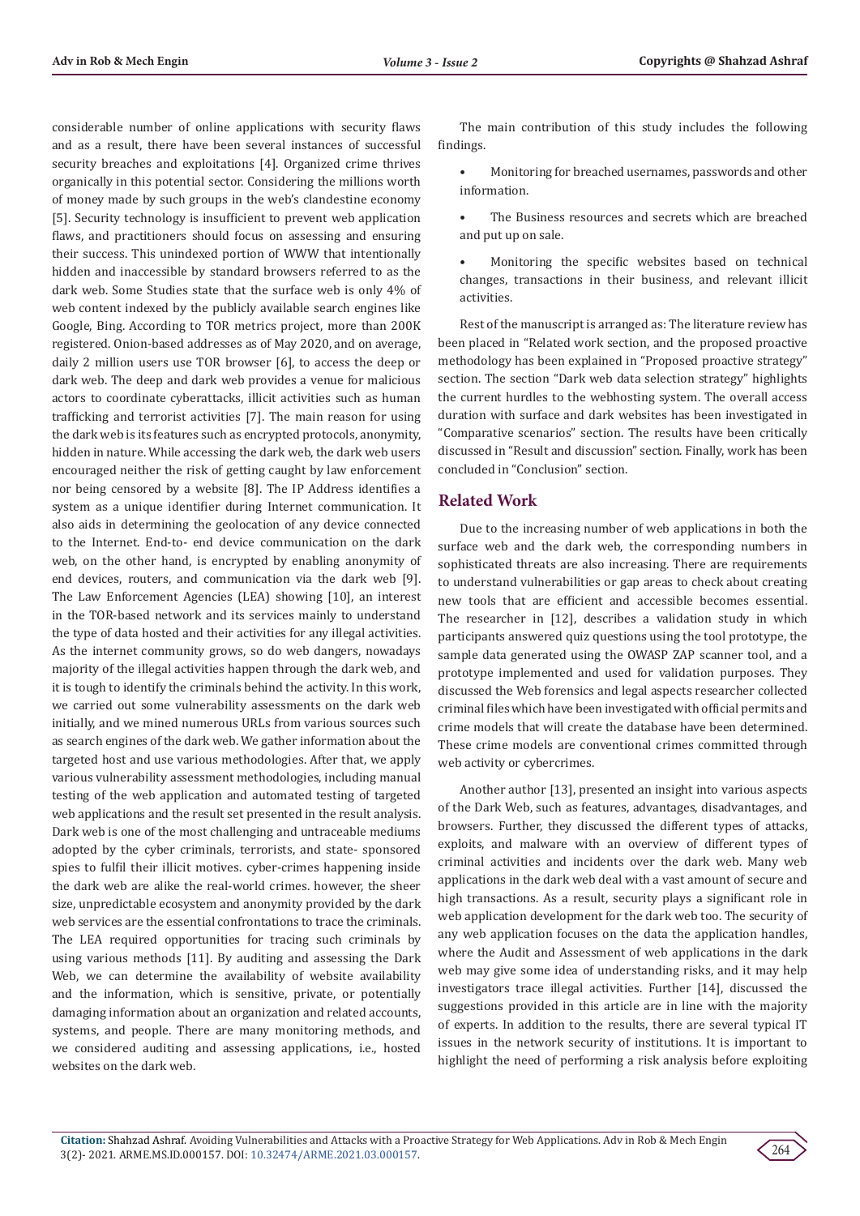considerable number of online applications with security flaws and as a result, there have been several instances of successful security breaches and exploitations [4]. Organized crime thrives organically in this potential sector. Considering the millions worth of money made by such groups in the web's clandestine economy [5]. Security technology is insufficient to prevent web application flaws, and practitioners should focus on assessing and ensuring their success. This unindexed portion of WWW that intentionally hidden and inaccessible by standard browsers referred to as the dark web. Some Studies state that the surface web is only 4% of web content indexed by the publicly available search engines like Google, Bing. According to TOR metrics project, more than 200K registered. Onion-based addresses as of May 2020, and on average, daily 2 million users use TOR browser [6], to access the deep or dark web. The deep and dark web provides a venue for malicious actors to coordinate cyberattacks, illicit activities such as human trafficking and terrorist activities [7]. The main reason for using the dark web is its features such as encrypted protocols, anonymity, hidden in nature. While accessing the dark web, the dark web users encouraged neither the risk of getting caught by law enforcement nor being censored by a website [8]. The IP Address identifies a system as a unique identifier during Internet communication. It also aids in determining the geolocation of any device connected to the Internet. End-to- end device communication on the dark web, on the other hand, is encrypted by enabling anonymity of end devices, routers, and communication via the dark web [9]. The Law Enforcement Agencies (LEA) showing [10], an interest in the TOR-based network and its services mainly to understand the type of data hosted and their activities for any illegal activities. As the internet community grows, so do web dangers, nowadays majority of the illegal activities happen through the dark web, and it is tough to identify the criminals behind the activity. In this work, we carried out some vulnerability assessments on the dark web initially, and we mined numerous URLs from various sources such as search engines of the dark web. We gather information about the targeted host and use various methodologies. After that, we apply various vulnerability assessment methodologies, including manual testing of the web application and automated testing of targeted web applications and the result set presented in the result analysis. Dark web is one of the most challenging and untraceable mediums adopted by the cyber criminals, terrorists, and state- sponsored spies to fulfil their illicit motives. cyber-crimes happening inside the dark web are alike the real-world crimes. however, the sheer size, unpredictable ecosystem and anonymity provided by the dark web services are the essential confrontations to trace the criminals. The LEA required opportunities for tracing such criminals by using various methods [11]. By auditing and assessing the Dark Web, we can determine the availability of website availability and the information, which is sensitive, private, or potentially damaging information about an organization and related accounts, systems, and people. There are many monitoring methods, and we considered auditing and assessing applications, i.e., hosted websites on the dark web.

The main contribution of this study includes the following findings.

- Monitoring for breached usernames, passwords and other information.
- The Business resources and secrets which are breached and put up on sale.
- Monitoring the specific websites based on technical changes, transactions in their business, and relevant illicit activities.

Rest of the manuscript is arranged as: The literature review has been placed in "Related work section, and the proposed proactive methodology has been explained in "Proposed proactive strategy" section. The section "Dark web data selection strategy" highlights the current hurdles to the webhosting system. The overall access duration with surface and dark websites has been investigated in "Comparative scenarios" section. The results have been critically discussed in "Result and discussion" section. Finally, work has been concluded in "Conclusion" section.

## Related Work

Due to the increasing number of web applications in both the surface web and the dark web, the corresponding numbers in sophisticated threats are also increasing. There are requirements to understand vulnerabilities or gap areas to check about creating new tools that are efficient and accessible becomes essential. The researcher in [12], describes a validation study in which participants answered quiz questions using the tool prototype, the sample data generated using the OWASP ZAP scanner tool, and a prototype implemented and used for validation purposes. They discussed the Web forensics and legal aspects researcher collected criminal files which have been investigated with official permits and crime models that will create the database have been determined. These crime models are conventional crimes committed through web activity or cybercrimes.

Another author [13], presented an insight into various aspects of the Dark Web, such as features, advantages, disadvantages, and browsers. Further, they discussed the different types of attacks, exploits, and malware with an overview of different types of criminal activities and incidents over the dark web. Many web applications in the dark web deal with a vast amount of secure and high transactions. As a result, security plays a significant role in web application development for the dark web too. The security of any web application focuses on the data the application handles, where the Audit and Assessment of web applications in the dark web may give some idea of understanding risks, and it may help investigators trace illegal activities. Further [14], discussed the suggestions provided in this article are in line with the majority of experts. In addition to the results, there are several typical IT issues in the network security of institutions. It is important to highlight the need of performing a risk analysis before exploiting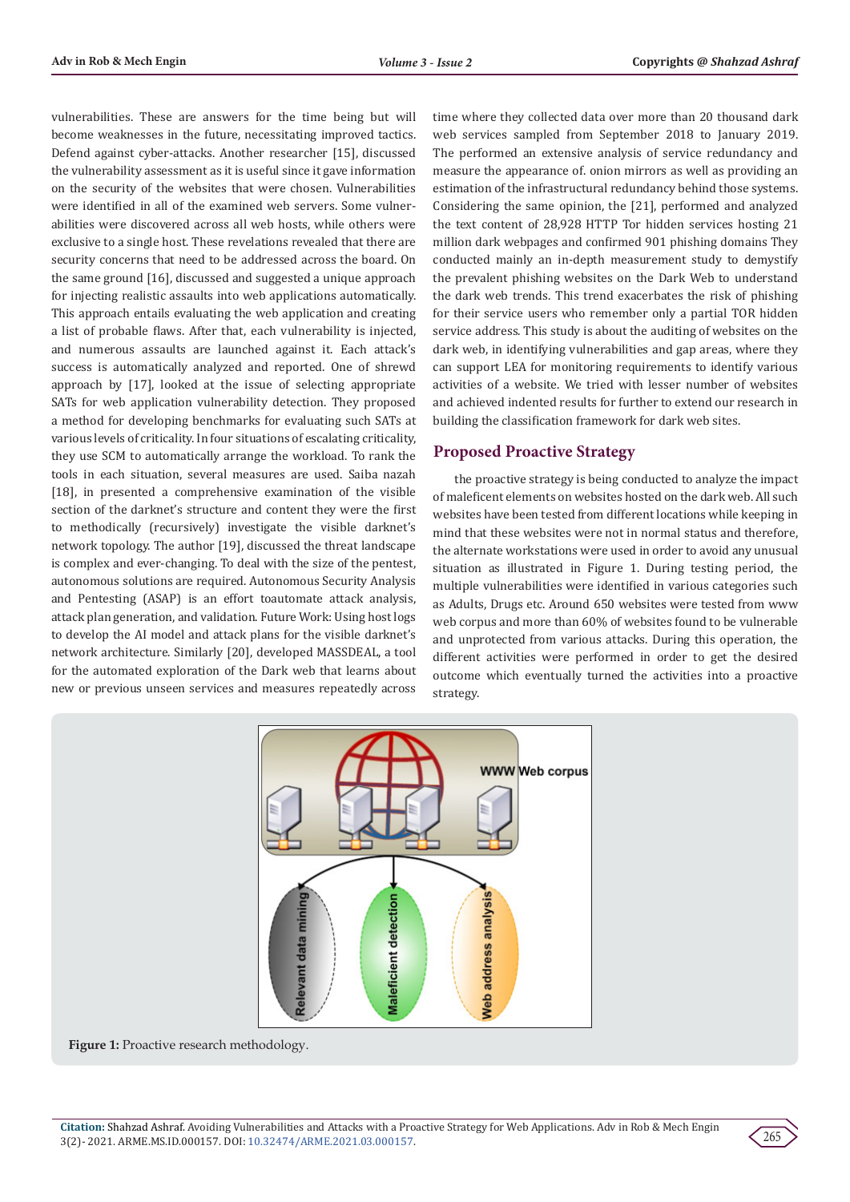vulnerabilities. These are answers for the time being but will become weaknesses in the future, necessitating improved tactics. Defend against cyber-attacks. Another researcher [15], discussed the vulnerability assessment as it is useful since it gave information on the security of the websites that were chosen. Vulnerabilities were identified in all of the examined web servers. Some vulnerabilities were discovered across all web hosts, while others were exclusive to a single host. These revelations revealed that there are security concerns that need to be addressed across the board. On the same ground [16], discussed and suggested a unique approach for injecting realistic assaults into web applications automatically. This approach entails evaluating the web application and creating a list of probable flaws. After that, each vulnerability is injected, and numerous assaults are launched against it. Each attack's success is automatically analyzed and reported. One of shrewd approach by [17], looked at the issue of selecting appropriate SATs for web application vulnerability detection. They proposed a method for developing benchmarks for evaluating such SATs at various levels of criticality. In four situations of escalating criticality, they use SCM to automatically arrange the workload. To rank the tools in each situation, several measures are used. Saiba nazah [18], in presented a comprehensive examination of the visible section of the darknet's structure and content they were the first to methodically (recursively) investigate the visible darknet's network topology. The author [19], discussed the threat landscape is complex and ever-changing. To deal with the size of the pentest, autonomous solutions are required. Autonomous Security Analysis and Pentesting (ASAP) is an effort toautomate attack analysis, attack plan generation, and validation. Future Work: Using host logs to develop the AI model and attack plans for the visible darknet's network architecture. Similarly [20], developed MASSDEAL, a tool for the automated exploration of the Dark web that learns about new or previous unseen services and measures repeatedly across time where they collected data over more than 20 thousand dark web services sampled from September 2018 to January 2019. The performed an extensive analysis of service redundancy and measure the appearance of. onion mirrors as well as providing an estimation of the infrastructural redundancy behind those systems. Considering the same opinion, the [21], performed and analyzed the text content of 28,928 HTTP Tor hidden services hosting 21 million dark webpages and confirmed 901 phishing domains They conducted mainly an in-depth measurement study to demystify the prevalent phishing websites on the Dark Web to understand the dark web trends. This trend exacerbates the risk of phishing for their service users who remember only a partial TOR hidden service address. This study is about the auditing of websites on the dark web, in identifying vulnerabilities and gap areas, where they can support LEA for monitoring requirements to identify various activities of a website. We tried with lesser number of websites and achieved indented results for further to extend our research in building the classification framework for dark web sites.

## Proposed Proactive Strategy

the proactive strategy is being conducted to analyze the impact of maleficent elements on websites hosted on the dark web. All such websites have been tested from different locations while keeping in mind that these websites were not in normal status and therefore, the alternate workstations were used in order to avoid any unusual situation as illustrated in Figure 1. During testing period, the multiple vulnerabilities were identified in various categories such as Adults, Drugs etc. Around 650 websites were tested from www web corpus and more than 60% of websites found to be vulnerable and unprotected from various attacks. During this operation, the different activities were performed in order to get the desired outcome which eventually turned the activities into a proactive strategy.

**Figure 1:** Proactive research methodology.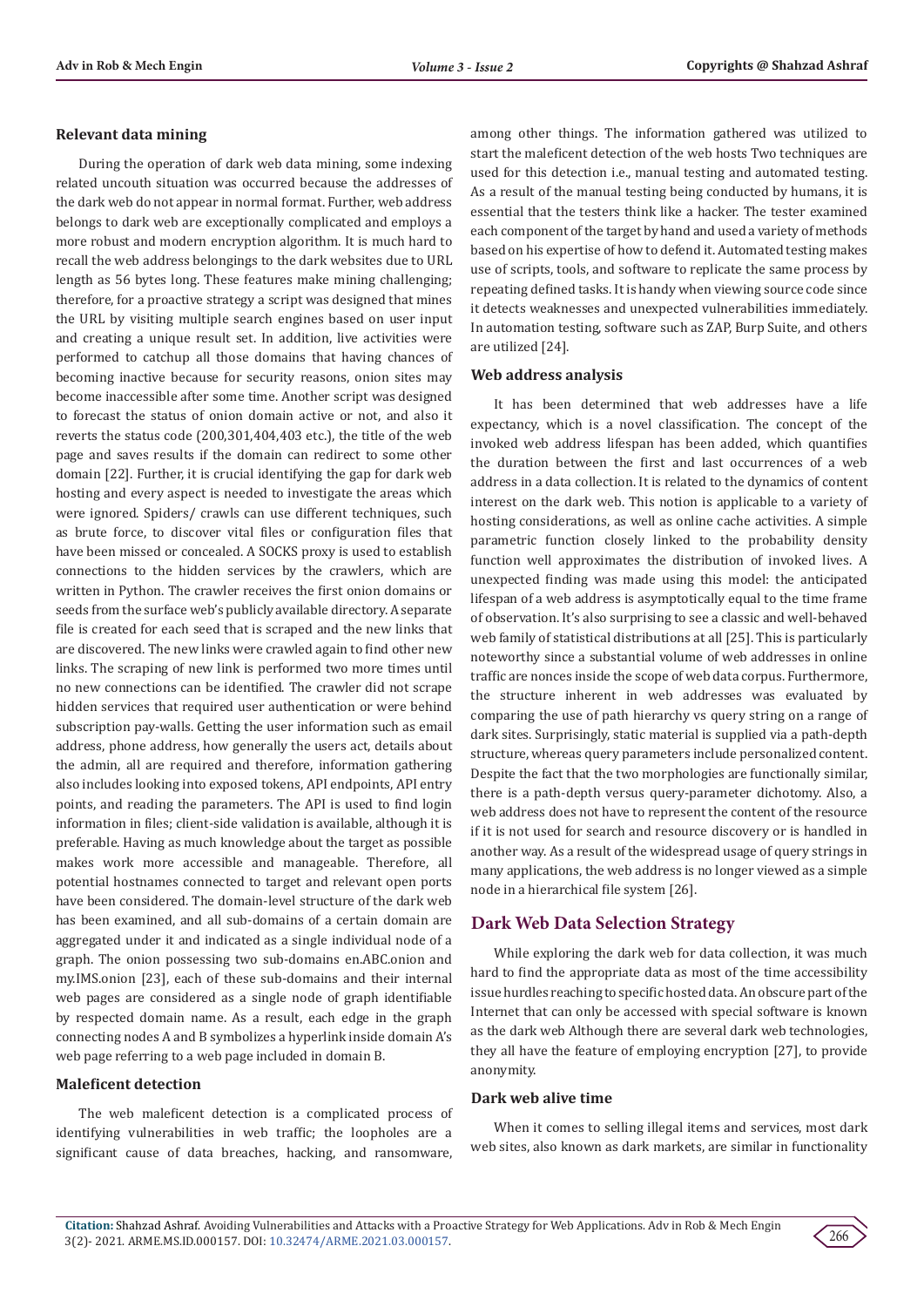### Relevant data mining

During the operation of dark web data mining, some indexing related uncouth situation was occurred because the addresses of the dark web do not appear in normal format. Further, web address belongs to dark web are exceptionally complicated and employs a more robust and modern encryption algorithm. It is much hard to recall the web address belongings to the dark websites due to URL length as 56 bytes long. These features make mining challenging; therefore, for a proactive strategy a script was designed that mines the URL by visiting multiple search engines based on user input and creating a unique result set. In addition, live activities were performed to catchup all those domains that having chances of becoming inactive because for security reasons, onion sites may become inaccessible after some time. Another script was designed to forecast the status of onion domain active or not, and also it reverts the status code (200,301,404,403 etc.), the title of the web page and saves results if the domain can redirect to some other domain [22]. Further, it is crucial identifying the gap for dark web hosting and every aspect is needed to investigate the areas which were ignored. Spiders/ crawls can use different techniques, such as brute force, to discover vital files or configuration files that have been missed or concealed. A SOCKS proxy is used to establish connections to the hidden services by the crawlers, which are written in Python. The crawler receives the first onion domains or seeds from the surface web's publicly available directory. A separate file is created for each seed that is scraped and the new links that are discovered. The new links were crawled again to find other new links. The scraping of new link is performed two more times until no new connections can be identified. The crawler did not scrape hidden services that required user authentication or were behind subscription pay-walls. Getting the user information such as email address, phone address, how generally the users act, details about the admin, all are required and therefore, information gathering also includes looking into exposed tokens, API endpoints, API entry points, and reading the parameters. The API is used to find login information in files; client-side validation is available, although it is preferable. Having as much knowledge about the target as possible makes work more accessible and manageable. Therefore, all potential hostnames connected to target and relevant open ports have been considered. The domain-level structure of the dark web has been examined, and all sub-domains of a certain domain are aggregated under it and indicated as a single individual node of a graph. The onion possessing two sub-domains en.ABC.onion and my.IMS.onion [23], each of these sub-domains and their internal web pages are considered as a single node of graph identifiable by respected domain name. As a result, each edge in the graph connecting nodes A and B symbolizes a hyperlink inside domain A's web page referring to a web page included in domain B.

### Maleficent detection

The web maleficent detection is a complicated process of identifying vulnerabilities in web traffic; the loopholes are a significant cause of data breaches, hacking, and ransomware, among other things. The information gathered was utilized to start the maleficent detection of the web hosts Two techniques are used for this detection i.e., manual testing and automated testing. As a result of the manual testing being conducted by humans, it is essential that the testers think like a hacker. The tester examined each component of the target by hand and used a variety of methods based on his expertise of how to defend it. Automated testing makes use of scripts, tools, and software to replicate the same process by repeating defined tasks. It is handy when viewing source code since it detects weaknesses and unexpected vulnerabilities immediately. In automation testing, software such as ZAP, Burp Suite, and others are utilized [24].

### Web address analysis

It has been determined that web addresses have a life expectancy, which is a novel classification. The concept of the invoked web address lifespan has been added, which quantifies the duration between the first and last occurrences of a web address in a data collection. It is related to the dynamics of content interest on the dark web. This notion is applicable to a variety of hosting considerations, as well as online cache activities. A simple parametric function closely linked to the probability density function well approximates the distribution of invoked lives. A unexpected finding was made using this model: the anticipated lifespan of a web address is asymptotically equal to the time frame of observation. It's also surprising to see a classic and well-behaved web family of statistical distributions at all [25]. This is particularly noteworthy since a substantial volume of web addresses in online traffic are nonces inside the scope of web data corpus. Furthermore, the structure inherent in web addresses was evaluated by comparing the use of path hierarchy vs query string on a range of dark sites. Surprisingly, static material is supplied via a path-depth structure, whereas query parameters include personalized content. Despite the fact that the two morphologies are functionally similar, there is a path-depth versus query-parameter dichotomy. Also, a web address does not have to represent the content of the resource if it is not used for search and resource discovery or is handled in another way. As a result of the widespread usage of query strings in many applications, the web address is no longer viewed as a simple node in a hierarchical file system [26].

## Dark Web Data Selection Strategy

While exploring the dark web for data collection, it was much hard to find the appropriate data as most of the time accessibility issue hurdles reaching to specific hosted data. An obscure part of the Internet that can only be accessed with special software is known as the dark web Although there are several dark web technologies, they all have the feature of employing encryption [27], to provide anonymity.

### Dark web alive time

When it comes to selling illegal items and services, most dark web sites, also known as dark markets, are similar in functionality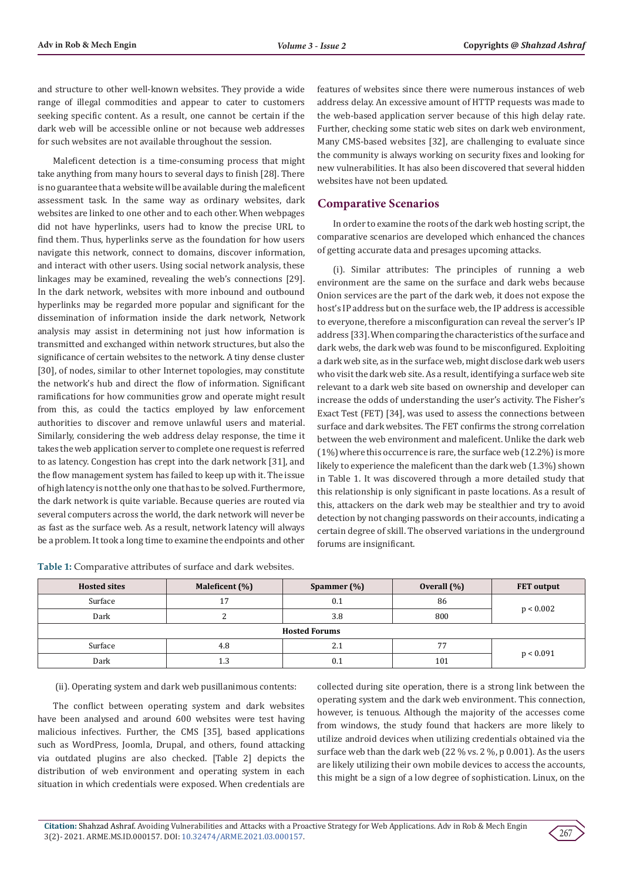and structure to other well-known websites. They provide a wide range of illegal commodities and appear to cater to customers seeking specific content. As a result, one cannot be certain if the dark web will be accessible online or not because web addresses for such websites are not available throughout the session.

Maleficent detection is a time-consuming process that might take anything from many hours to several days to finish [28]. There is no guarantee that a website will be available during the maleficent assessment task. In the same way as ordinary websites, dark websites are linked to one other and to each other. When webpages did not have hyperlinks, users had to know the precise URL to find them. Thus, hyperlinks serve as the foundation for how users navigate this network, connect to domains, discover information, and interact with other users. Using social network analysis, these linkages may be examined, revealing the web's connections [29]. In the dark network, websites with more inbound and outbound hyperlinks may be regarded more popular and significant for the dissemination of information inside the dark network, Network analysis may assist in determining not just how information is transmitted and exchanged within network structures, but also the significance of certain websites to the network. A tiny dense cluster [30], of nodes, similar to other Internet topologies, may constitute the network's hub and direct the flow of information. Significant ramifications for how communities grow and operate might result from this, as could the tactics employed by law enforcement authorities to discover and remove unlawful users and material. Similarly, considering the web address delay response, the time it takes the web application server to complete one request is referred to as latency. Congestion has crept into the dark network [31], and the flow management system has failed to keep up with it. The issue of high latency is not the only one that has to be solved. Furthermore, the dark network is quite variable. Because queries are routed via several computers across the world, the dark network will never be as fast as the surface web. As a result, network latency will always be a problem. It took a long time to examine the endpoints and other features of websites since there were numerous instances of web address delay. An excessive amount of HTTP requests was made to the web-based application server because of this high delay rate. Further, checking some static web sites on dark web environment, Many CMS-based websites [32], are challenging to evaluate since the community is always working on security fixes and looking for new vulnerabilities. It has also been discovered that several hidden websites have not been updated.

## Comparative Scenarios

In order to examine the roots of the dark web hosting script, the comparative scenarios are developed which enhanced the chances of getting accurate data and presages upcoming attacks.

(i). Similar attributes: The principles of running a web environment are the same on the surface and dark webs because Onion services are the part of the dark web, it does not expose the host's IP address but on the surface web, the IP address is accessible to everyone, therefore a misconfiguration can reveal the server's IP address [33]. When comparing the characteristics of the surface and dark webs, the dark web was found to be misconfigured. Exploiting a dark web site, as in the surface web, might disclose dark web users who visit the dark web site. As a result, identifying a surface web site relevant to a dark web site based on ownership and developer can increase the odds of understanding the user's activity. The Fisher's Exact Test (FET) [34], was used to assess the connections between surface and dark websites. The FET confirms the strong correlation between the web environment and maleficent. Unlike the dark web (1%) where this occurrence is rare, the surface web (12.2%) is more likely to experience the maleficent than the dark web (1.3%) shown in Table 1. It was discovered through a more detailed study that this relationship is only significant in paste locations. As a result of this, attackers on the dark web may be stealthier and try to avoid detection by not changing passwords on their accounts, indicating a certain degree of skill. The observed variations in the underground forums are insignificant.

**Table 1:** Comparative attributes of surface and dark websites.

| Hosted sites | Maleficent (%) | Spammer (%) | Overall (%) | FET output |
|---|---|---|---|---|
| Surface | 17 | 0.1 | 86 | $p < 0.002$ |
| Dark | 2 | 3.8 | 800 | |
| **Hosted Forums** | | | | |
| Surface | 4.8 | 2.1 | 77 | $p < 0.091$ |
| Dark | 1.3 | 0.1 | 101 | |

(ii). Operating system and dark web pusillanimous contents:

The conflict between operating system and dark websites have been analysed and around 600 websites were test having malicious infectives. Further, the CMS [35], based applications such as WordPress, Joomla, Drupal, and others, found attacking via outdated plugins are also checked. [Table 2] depicts the distribution of web environment and operating system in each situation in which credentials were exposed. When credentials are collected during site operation, there is a strong link between the operating system and the dark web environment. This connection, however, is tenuous. Although the majority of the accesses come from windows, the study found that hackers are more likely to utilize android devices when utilizing credentials obtained via the surface web than the dark web (22 % vs. 2 %, p 0.001). As the users are likely utilizing their own mobile devices to access the accounts, this might be a sign of a low degree of sophistication. Linux, on the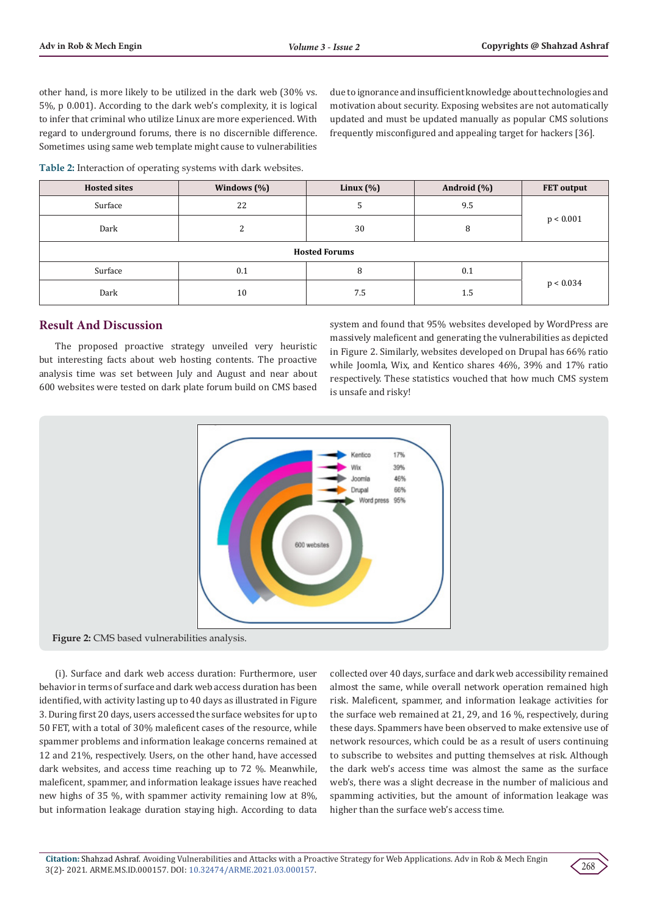other hand, is more likely to be utilized in the dark web (30% vs. 5%, $p$ 0.001). According to the dark web's complexity, it is logical to infer that criminal who utilize Linux are more experienced. With regard to underground forums, there is no discernible difference. Sometimes using same web template might cause to vulnerabilities due to ignorance and insufficient knowledge about technologies and motivation about security. Exposing websites are not automatically updated and must be updated manually as popular CMS solutions frequently misconfigured and appealing target for hackers [36].

**Table 2:** Interaction of operating systems with dark websites.

| Hosted sites | Windows (%) | Linux (%) | Android (%) | FET output |
|---|---|---|---|---|
| Surface | 22 | 5 | 9.5 | $p < 0.001$ |
| Dark | 2 | 30 | 8 | |
| **Hosted Forums** | | | | |
| Surface | 0.1 | 8 | 0.1 | $p < 0.034$ |
| Dark | 10 | 7.5 | 1.5 | |

## Result And Discussion

The proposed proactive strategy unveiled very heuristic but interesting facts about web hosting contents. The proactive analysis time was set between July and August and near about 600 websites were tested on dark plate forum build on CMS based system and found that 95% websites developed by WordPress are massively maleficent and generating the vulnerabilities as depicted in Figure 2. Similarly, websites developed on Drupal has 66% ratio while Joomla, Wix, and Kentico shares 46%, 39% and 17% ratio respectively. These statistics vouched that how much CMS system is unsafe and risky!

**Figure 2:** CMS based vulnerabilities analysis.

(i). Surface and dark web access duration: Furthermore, user behavior in terms of surface and dark web access duration has been identified, with activity lasting up to 40 days as illustrated in Figure 3. During first 20 days, users accessed the surface websites for up to 50 FET, with a total of 30% maleficent cases of the resource, while spammer problems and information leakage concerns remained at 12 and 21%, respectively. Users, on the other hand, have accessed dark websites, and access time reaching up to 72 %. Meanwhile, maleficent, spammer, and information leakage issues have reached new highs of 35 %, with spammer activity remaining low at 8%, but information leakage duration staying high. According to data collected over 40 days, surface and dark web accessibility remained almost the same, while overall network operation remained high risk. Maleficent, spammer, and information leakage activities for the surface web remained at 21, 29, and 16 %, respectively, during these days. Spammers have been observed to make extensive use of network resources, which could be as a result of users continuing to subscribe to websites and putting themselves at risk. Although the dark web's access time was almost the same as the surface web's, there was a slight decrease in the number of malicious and spamming activities, but the amount of information leakage was higher than the surface web's access time.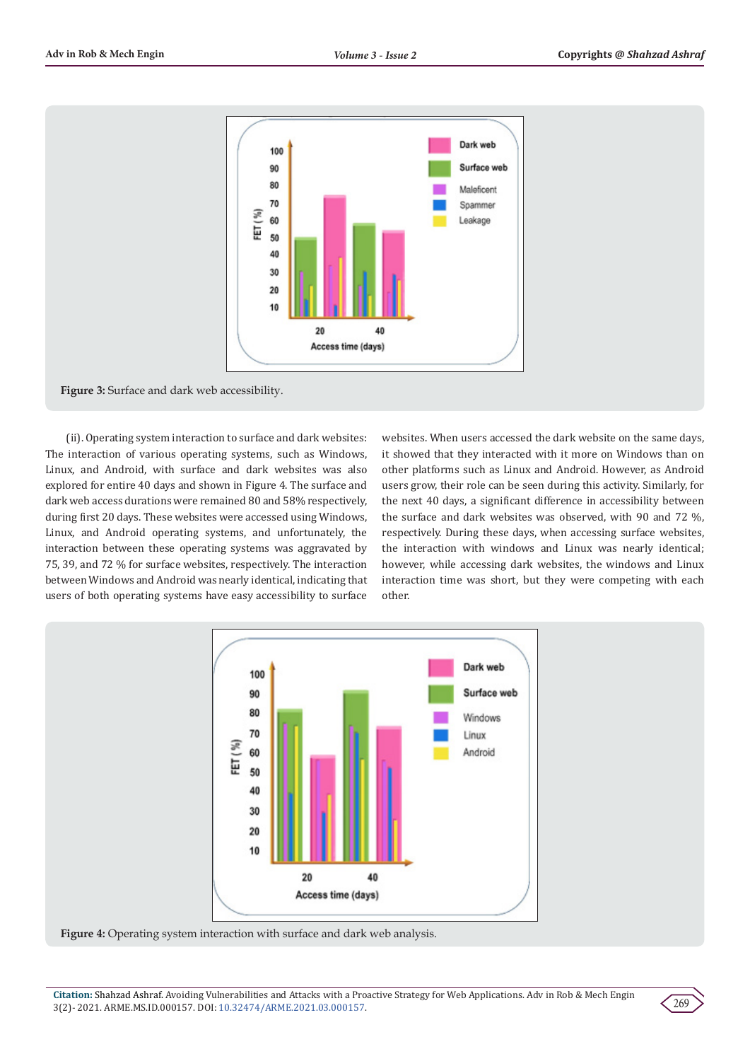Figure 3: Surface and dark web accessibility.

(ii). Operating system interaction to surface and dark websites: The interaction of various operating systems, such as Windows, Linux, and Android, with surface and dark websites was also explored for entire 40 days and shown in Figure 4. The surface and dark web access durations were remained 80 and 58% respectively, during first 20 days. These websites were accessed using Windows, Linux, and Android operating systems, and unfortunately, the interaction between these operating systems was aggravated by 75, 39, and 72 % for surface websites, respectively. The interaction between Windows and Android was nearly identical, indicating that users of both operating systems have easy accessibility to surface websites. When users accessed the dark website on the same days, it showed that they interacted with it more on Windows than on other platforms such as Linux and Android. However, as Android users grow, their role can be seen during this activity. Similarly, for the next 40 days, a significant difference in accessibility between the surface and dark websites was observed, with 90 and 72 %, respectively. During these days, when accessing surface websites, the interaction with windows and Linux was nearly identical; however, while accessing dark websites, the windows and Linux interaction time was short, but they were competing with each other.

Figure 4: Operating system interaction with surface and dark web analysis.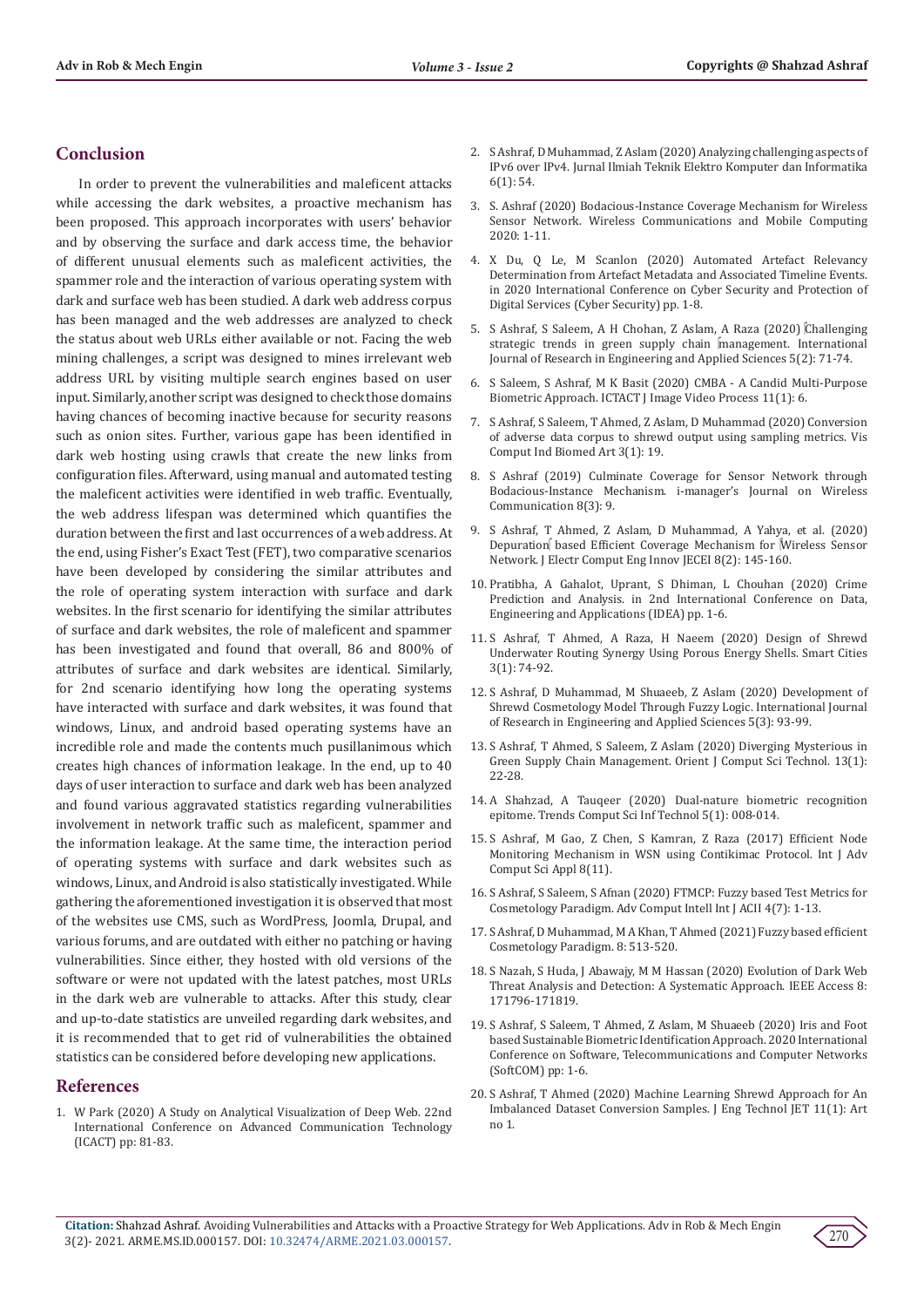## Conclusion

In order to prevent the vulnerabilities and maleficent attacks while accessing the dark websites, a proactive mechanism has been proposed. This approach incorporates with users' behavior and by observing the surface and dark access time, the behavior of different unusual elements such as maleficent activities, the spammer role and the interaction of various operating system with dark and surface web has been studied. A dark web address corpus has been managed and the web addresses are analyzed to check the status about web URLs either available or not. Facing the web mining challenges, a script was designed to mines irrelevant web address URL by visiting multiple search engines based on user input. Similarly, another script was designed to check those domains having chances of becoming inactive because for security reasons such as onion sites. Further, various gape has been identified in dark web hosting using crawls that create the new links from configuration files. Afterward, using manual and automated testing the maleficent activities were identified in web traffic. Eventually, the web address lifespan was determined which quantifies the duration between the first and last occurrences of a web address. At the end, using Fisher's Exact Test (FET), two comparative scenarios have been developed by considering the similar attributes and the role of operating system interaction with surface and dark websites. In the first scenario for identifying the similar attributes of surface and dark websites, the role of maleficent and spammer has been investigated and found that overall, 86 and 800% of attributes of surface and dark websites are identical. Similarly, for 2nd scenario identifying how long the operating systems have interacted with surface and dark websites, it was found that windows, Linux, and android based operating systems have an incredible role and made the contents much pusillanimous which creates high chances of information leakage. In the end, up to 40 days of user interaction to surface and dark web has been analyzed and found various aggravated statistics regarding vulnerabilities involvement in network traffic such as maleficent, spammer and the information leakage. At the same time, the interaction period of operating systems with surface and dark websites such as windows, Linux, and Android is also statistically investigated. While gathering the aforementioned investigation it is observed that most of the websites use CMS, such as WordPress, Joomla, Drupal, and various forums, and are outdated with either no patching or having vulnerabilities. Since either, they hosted with old versions of the software or were not updated with the latest patches, most URLs in the dark web are vulnerable to attacks. After this study, clear and up-to-date statistics are unveiled regarding dark websites, and it is recommended that to get rid of vulnerabilities the obtained statistics can be considered before developing new applications.

## References

1. W Park (2020) A Study on Analytical Visualization of Deep Web. 22nd International Conference on Advanced Communication Technology (ICACT) pp: 81-83.
2. S Ashraf, D Muhammad, Z Aslam (2020) Analyzing challenging aspects of IPv6 over IPv4. Jurnal Ilmiah Teknik Elektro Komputer dan Informatika 6(1): 54.
3. S. Ashraf (2020) Bodacious-Instance Coverage Mechanism for Wireless Sensor Network. Wireless Communications and Mobile Computing 2020: 1-11.
4. X Du, Q Le, M Scanlon (2020) Automated Artefact Relevancy Determination from Artefact Metadata and Associated Timeline Events. in 2020 International Conference on Cyber Security and Protection of Digital Services (Cyber Security) pp. 1-8.
5. S Ashraf, S Saleem, A H Chohan, Z Aslam, A Raza (2020) Challenging strategic trends in green supply chain management. International Journal of Research in Engineering and Applied Sciences 5(2): 71-74.
6. S Saleem, S Ashraf, M K Basit (2020) CMBA - A Candid Multi-Purpose Biometric Approach. ICTACT J Image Video Process 11(1): 6.
7. S Ashraf, S Saleem, T Ahmed, Z Aslam, D Muhammad (2020) Conversion of adverse data corpus to shrewd output using sampling metrics. Vis Comput Ind Biomed Art 3(1): 19.
8. S Ashraf (2019) Culminate Coverage for Sensor Network through Bodacious-Instance Mechanism. i-manager's Journal on Wireless Communication 8(3): 9.
9. S Ashraf, T Ahmed, Z Aslam, D Muhammad, A Yahya, et al. (2020) Depuration based Efficient Coverage Mechanism for Wireless Sensor Network. J Electr Comput Eng Innov JECEI 8(2): 145-160.
10. Pratibha, A Gahalot, Uprant, S Dhiman, L Chouhan (2020) Crime Prediction and Analysis. in 2nd International Conference on Data, Engineering and Applications (IDEA) pp. 1-6.
11. S Ashraf, T Ahmed, A Raza, H Naeem (2020) Design of Shrewd Underwater Routing Synergy Using Porous Energy Shells. Smart Cities 3(1): 74-92.
12. S Ashraf, D Muhammad, M Shuaeeb, Z Aslam (2020) Development of Shrewd Cosmetology Model Through Fuzzy Logic. International Journal of Research in Engineering and Applied Sciences 5(3): 93-99.
13. S Ashraf, T Ahmed, S Saleem, Z Aslam (2020) Diverging Mysterious in Green Supply Chain Management. Orient J Comput Sci Technol. 13(1): 22-28.
14. A Shahzad, A Tauqeer (2020) Dual-nature biometric recognition epitome. Trends Comput Sci Inf Technol 5(1): 008-014.
15. S Ashraf, M Gao, Z Chen, S Kamran, Z Raza (2017) Efficient Node Monitoring Mechanism in WSN using Contikimac Protocol. Int J Adv Comput Sci Appl 8(11).
16. S Ashraf, S Saleem, S Afnan (2020) FTMCP: Fuzzy based Test Metrics for Cosmetology Paradigm. Adv Comput Intell Int J ACII 4(7): 1-13.
17. S Ashraf, D Muhammad, M A Khan, T Ahmed (2021) Fuzzy based efficient Cosmetology Paradigm. 8: 513-520.
18. S Nazah, S Huda, J Abawajy, M M Hassan (2020) Evolution of Dark Web Threat Analysis and Detection: A Systematic Approach. IEEE Access 8: 171796-171819.
19. S Ashraf, S Saleem, T Ahmed, Z Aslam, M Shuaeeb (2020) Iris and Foot based Sustainable Biometric Identification Approach. 2020 International Conference on Software, Telecommunications and Computer Networks (SoftCOM) pp: 1-6.
20. S Ashraf, T Ahmed (2020) Machine Learning Shrewd Approach for An Imbalanced Dataset Conversion Samples. J Eng Technol JET 11(1): Art no 1.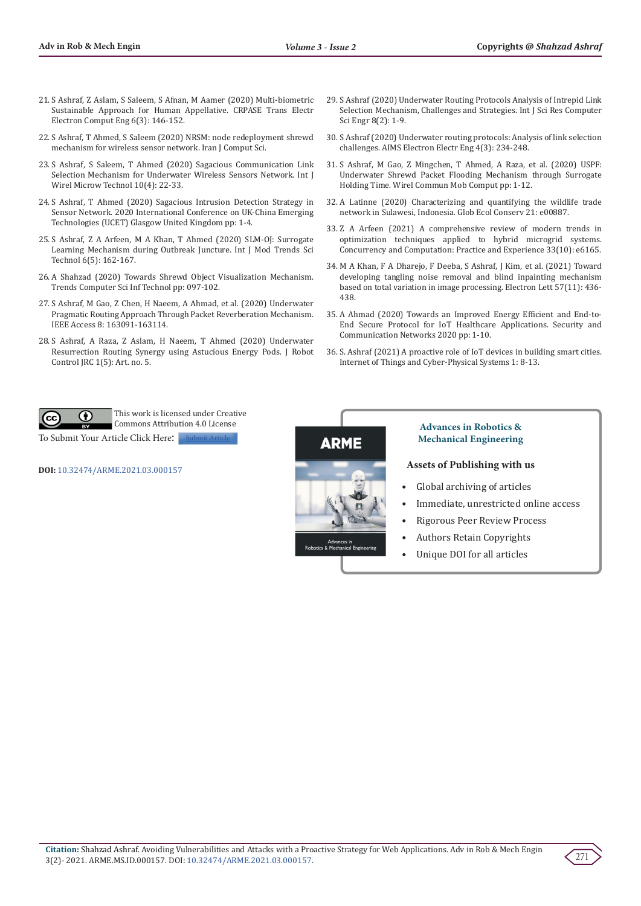21. S Ashraf, Z Aslam, S Saleem, S Afnan, M Aamer (2020) Multi-biometric Sustainable Approach for Human Appellative. CRPASE Trans Electr Electron Comput Eng 6(3): 146-152.
22. S Ashraf, T Ahmed, S Saleem (2020) NRSM: node redeployment shrewd mechanism for wireless sensor network. Iran J Comput Sci.
23. S Ashraf, S Saleem, T Ahmed (2020) Sagacious Communication Link Selection Mechanism for Underwater Wireless Sensors Network. Int J Wirel Microw Technol 10(4): 22-33.
24. S Ashraf, T Ahmed (2020) Sagacious Intrusion Detection Strategy in Sensor Network. 2020 International Conference on UK-China Emerging Technologies (UCET) Glasgow United Kingdom pp: 1-4.
25. S Ashraf, Z A Arfeen, M A Khan, T Ahmed (2020) SLM-OJ: Surrogate Learning Mechanism during Outbreak Juncture. Int J Mod Trends Sci Technol 6(5): 162-167.
26. A Shahzad (2020) Towards Shrewd Object Visualization Mechanism. Trends Computer Sci Inf Technol pp: 097-102.
27. S Ashraf, M Gao, Z Chen, H Naeem, A Ahmad, et al. (2020) Underwater Pragmatic Routing Approach Through Packet Reverberation Mechanism. IEEE Access 8: 163091-163114.
28. S Ashraf, A Raza, Z Aslam, H Naeem, T Ahmed (2020) Underwater Resurrection Routing Synergy using Astucious Energy Pods. J Robot Control JRC 1(5): Art. no. 5.
29. S Ashraf (2020) Underwater Routing Protocols Analysis of Intrepid Link Selection Mechanism, Challenges and Strategies. Int J Sci Res Computer Sci Engr 8(2): 1-9.
30. S Ashraf (2020) Underwater routing protocols: Analysis of link selection challenges. AIMS Electron Electr Eng 4(3): 234-248.
31. S Ashraf, M Gao, Z Mingchen, T Ahmed, A Raza, et al. (2020) USPF: Underwater Shrewd Packet Flooding Mechanism through Surrogate Holding Time. Wirel Commun Mob Comput pp: 1-12.
32. A Latinne (2020) Characterizing and quantifying the wildlife trade network in Sulawesi, Indonesia. Glob Ecol Conserv 21: e00887.
33. Z A Arfeen (2021) A comprehensive review of modern trends in optimization techniques applied to hybrid microgrid systems. Concurrency and Computation: Practice and Experience 33(10): e6165.
34. M A Khan, F A Dharejo, F Deeba, S Ashraf, J Kim, et al. (2021) Toward developing tangling noise removal and blind inpainting mechanism based on total variation in image processing. Electron Lett 57(11): 436-438.
35. A Ahmad (2020) Towards an Improved Energy Efficient and End-to-End Secure Protocol for IoT Healthcare Applications. Security and Communication Networks 2020 pp: 1-10.
36. S. Ashraf (2021) A proactive role of IoT devices in building smart cities. Internet of Things and Cyber-Physical Systems 1: 8-13.

This work is licensed under Creative Commons Attribution 4.0 License

To Submit Your Article Click Here: Submit Article

**DOI:** 10.32474/ARME.2021.03.000157

**Advances in Robotics & Mechanical Engineering**

**Assets of Publishing with us**

- Global archiving of articles
- Immediate, unrestricted online access
- Rigorous Peer Review Process
- Authors Retain Copyrights
- Unique DOI for all articles

**Citation:** Shahzad Ashraf. Avoiding Vulnerabilities and Attacks with a Proactive Strategy for Web Applications. Adv in Rob & Mech Engin 3(2)- 2021. ARME.MS.ID.000157. DOI: 10.32474/ARME.2021.03.000157.